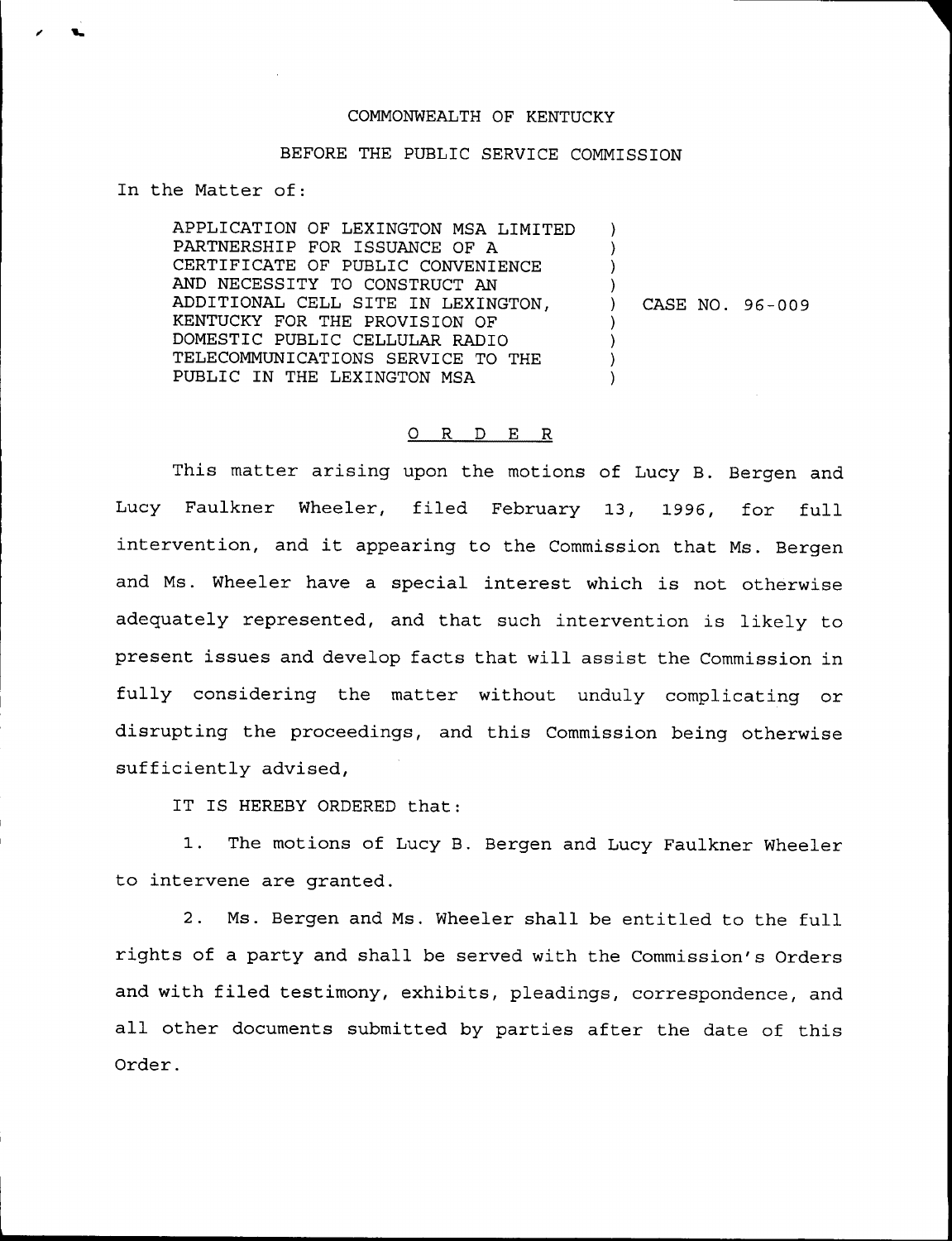COMMONWEALTH OF KENTUCKY

BEFORE THE PUBLIC SERVICE COMMISSION

In the Matter of:

APPLICATION OF LEXINGTON MSA LIMITED PARTNERSHIP FOR ISSUANCE OF A CERTIFICATE OF PUBLIC CONVENIENCE AND NECESSITY TO CONSTRUCT AN ADDITIONAL CELL SITE IN LEXINGTON, KENTUCKY FOR THE PROVISION OF DOMESTIC PUBLIC CELLULAR RADIO TELECOMMUNICATIONS SERVICE TO THE PUBLIC IN THE LEXINGTON MSA ) CASE NO. 96-009

# O R D E R

This matter arising upon the motions of Lucy B. Bergen and Lucy Faulkner Wheeler, filed February 13, 1996, for full intervention, and it appearing to the Commission that Ms. Bergen and Ms. Wheeler have a special interest which is not otherwise adequately represented, and that such intervention is likely to present issues and develop facts that will assist the Commission in fully considering the matter without unduly complicating or disrupting the proceedings, and this Commission being otherwise sufficiently advised,

IT IS HEREBY ORDERED that:

1. The motions of Lucy B. Bergen and Lucy Faulkner Wheeler to intervene are granted.

2. Ms. Bergen and Ms. Wheeler shall be entitled to the full rights of a party and shall be served with the Commission's Orders and with filed testimony, exhibits, pleadings, correspondence, and all other documents submitted by parties after the date of this Order.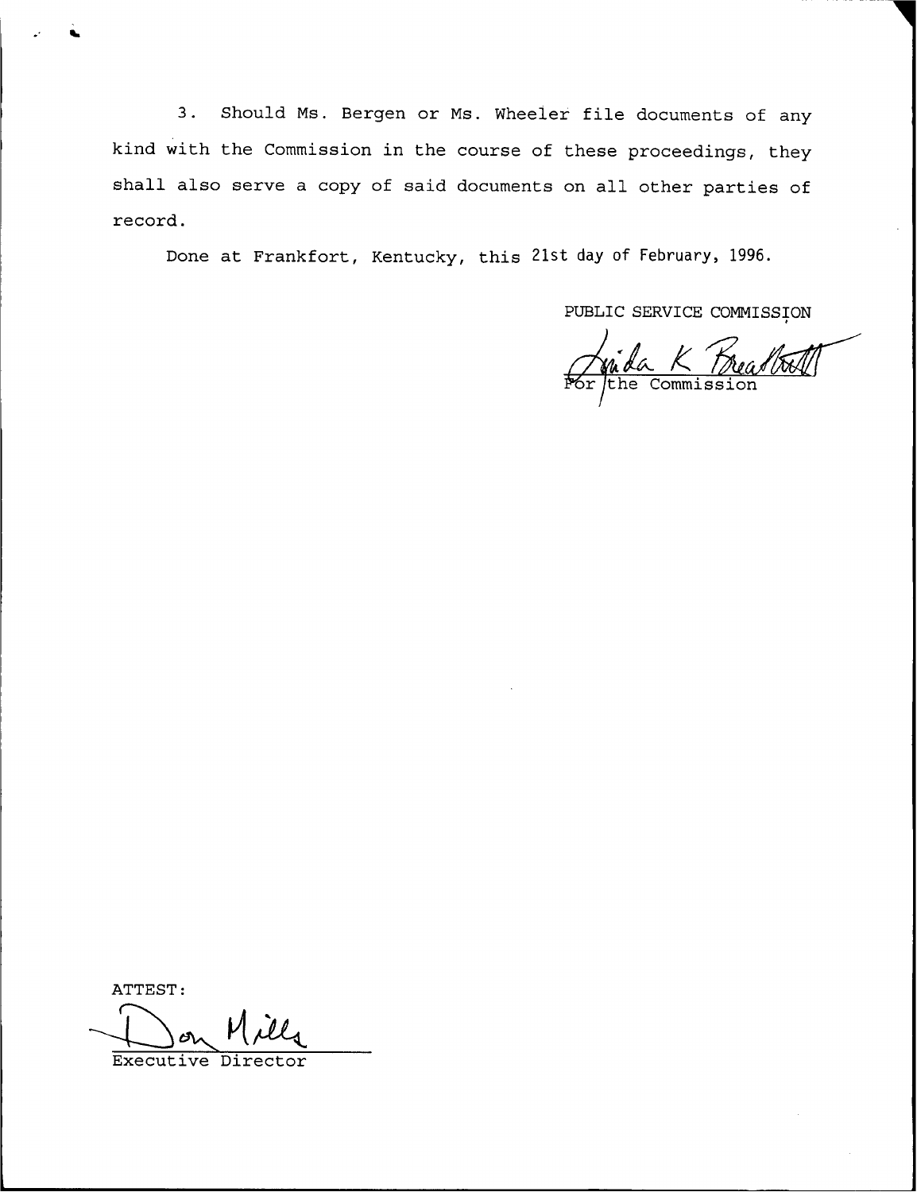3. Should Ms. Bergen or Ms. Wheeler file documents of any kind with the Commission in the course of these proceedings, they shall also serve a copy of said documents on all other parties of record.

Done at Frankfort, Kentucky, this 21st day of February, 1996.

PUBLIC SERVICE COMMISSION

For the Commission

ATTEST:

Executive Director